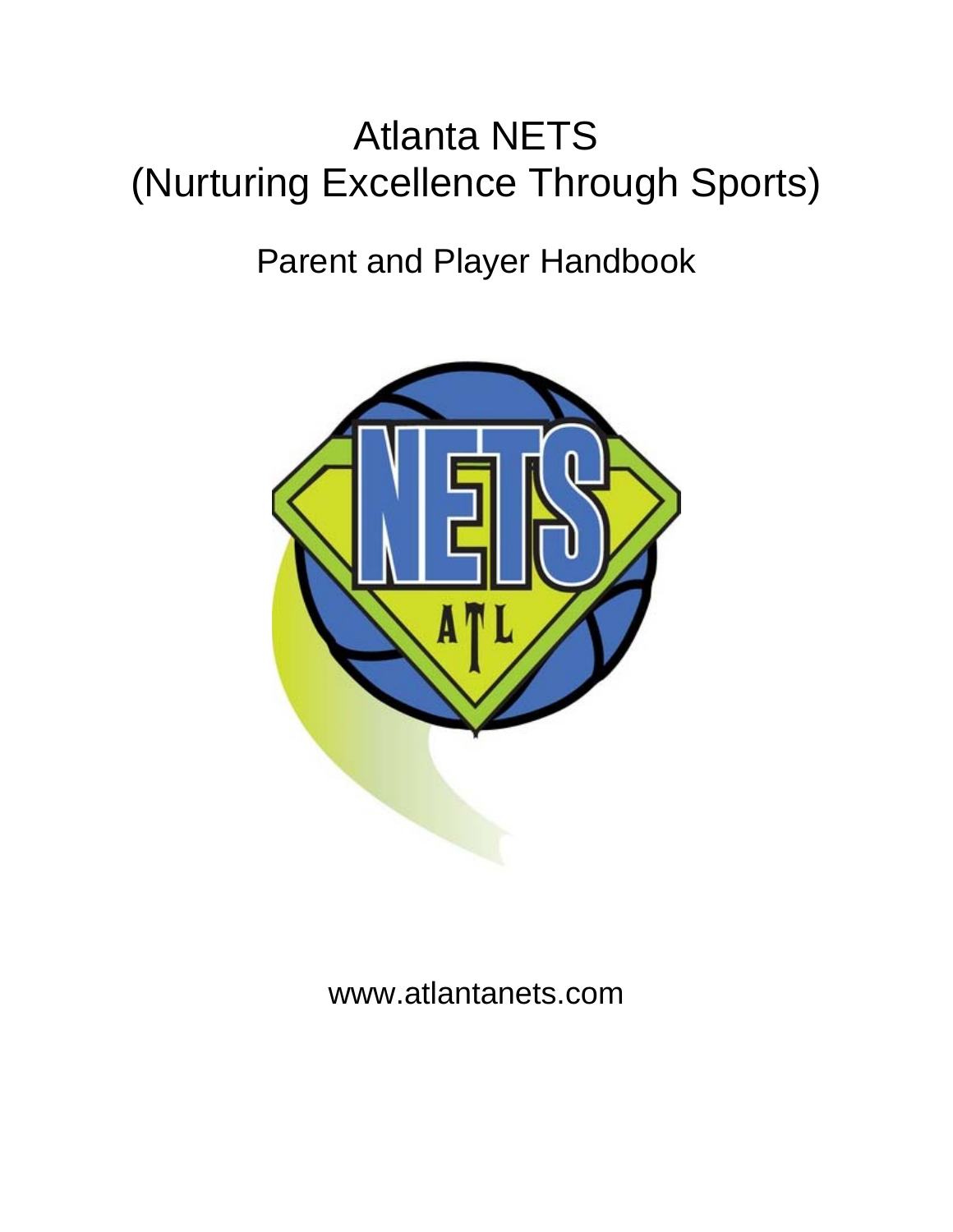# Atlanta NETS
# (Nurturing Excellence Through Sports)

## Parent and Player Handbook

www.atlantanets.com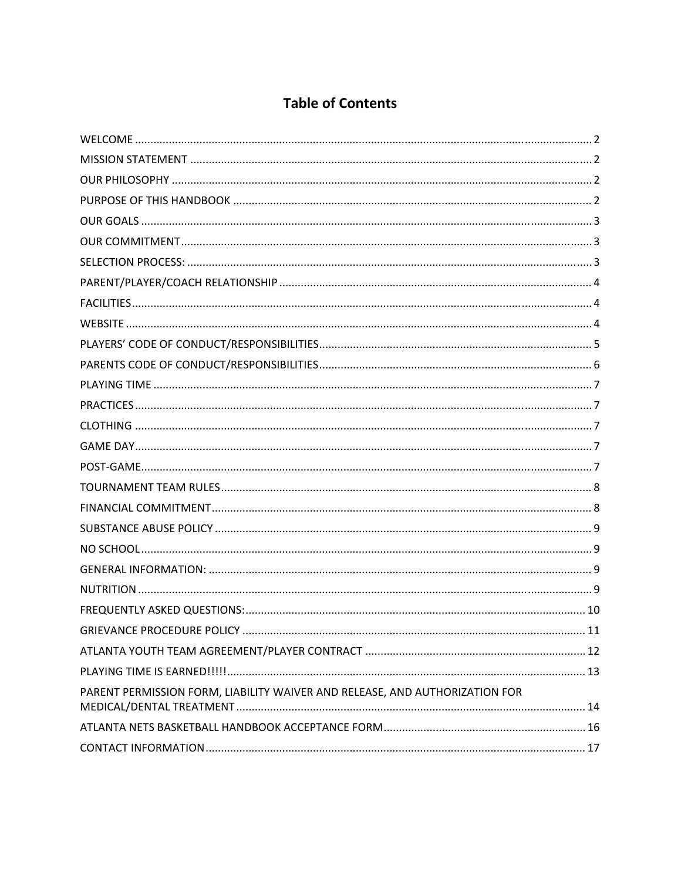# Table of Contents

| | |
|---|---|
| WELCOME | 2 |
| MISSION STATEMENT | 2 |
| OUR PHILOSOPHY | 2 |
| PURPOSE OF THIS HANDBOOK | 2 |
| OUR GOALS | 3 |
| OUR COMMITMENT | 3 |
| SELECTION PROCESS: | 3 |
| PARENT/PLAYER/COACH RELATIONSHIP | 4 |
| FACILITIES | 4 |
| WEBSITE | 4 |
| PLAYERS' CODE OF CONDUCT/RESPONSIBILITIES | 5 |
| PARENTS CODE OF CONDUCT/RESPONSIBILITIES | 6 |
| PLAYING TIME | 7 |
| PRACTICES | 7 |
| CLOTHING | 7 |
| GAME DAY | 7 |
| POST-GAME | 7 |
| TOURNAMENT TEAM RULES | 8 |
| FINANCIAL COMMITMENT | 8 |
| SUBSTANCE ABUSE POLICY | 9 |
| NO SCHOOL | 9 |
| GENERAL INFORMATION: | 9 |
| NUTRITION | 9 |
| FREQUENTLY ASKED QUESTIONS: | 10 |
| GRIEVANCE PROCEDURE POLICY | 11 |
| ATLANTA YOUTH TEAM AGREEMENT/PLAYER CONTRACT | 12 |
| PLAYING TIME IS EARNED!!!!! | 13 |
| PARENT PERMISSION FORM, LIABILITY WAIVER AND RELEASE, AND AUTHORIZATION FOR MEDICAL/DENTAL TREATMENT | 14 |
| ATLANTA NETS BASKETBALL HANDBOOK ACCEPTANCE FORM | 16 |
| CONTACT INFORMATION | 17 |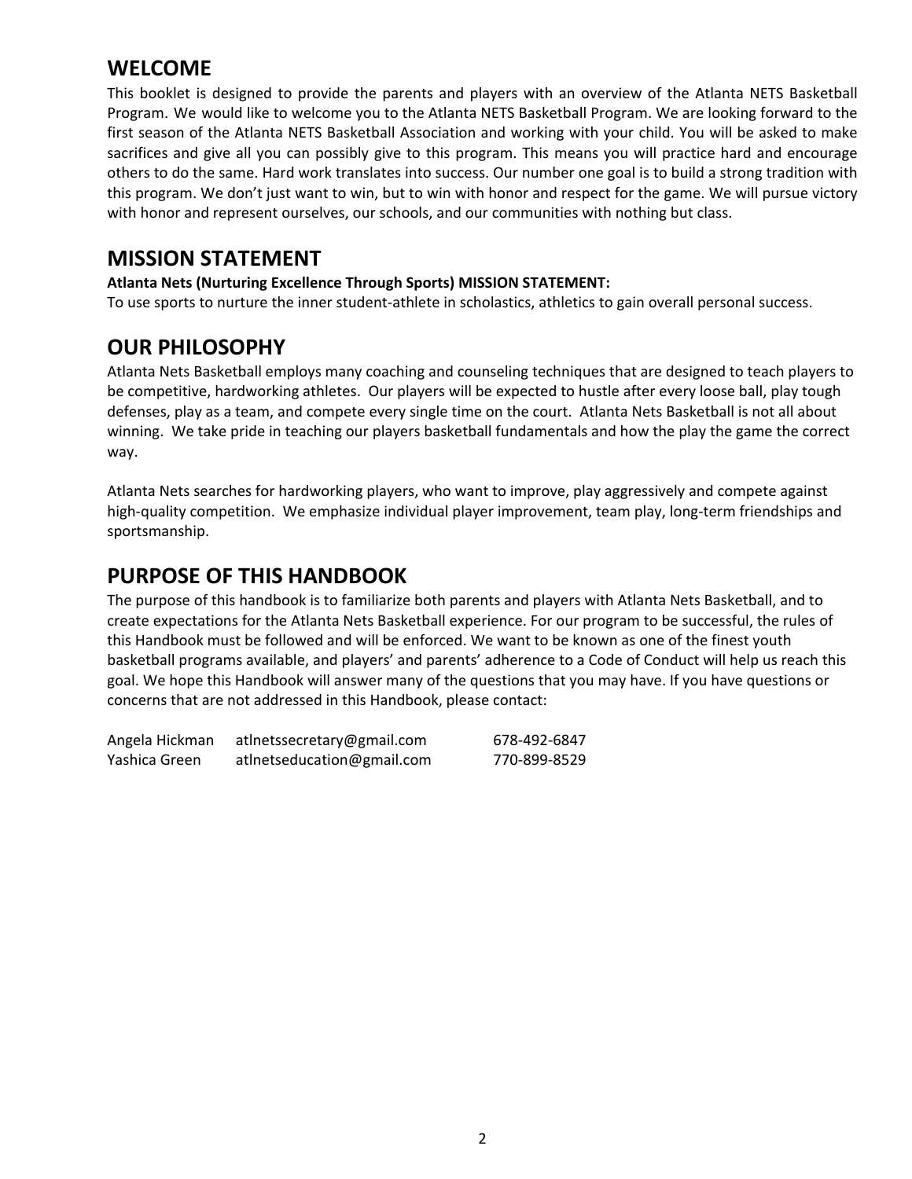## WELCOME

This booklet is designed to provide the parents and players with an overview of the Atlanta NETS Basketball Program. We would like to welcome you to the Atlanta NETS Basketball Program. We are looking forward to the first season of the Atlanta NETS Basketball Association and working with your child. You will be asked to make sacrifices and give all you can possibly give to this program. This means you will practice hard and encourage others to do the same. Hard work translates into success. Our number one goal is to build a strong tradition with this program. We don't just want to win, but to win with honor and respect for the game. We will pursue victory with honor and represent ourselves, our schools, and our communities with nothing but class.

## MISSION STATEMENT

**Atlanta Nets (Nurturing Excellence Through Sports) MISSION STATEMENT:**
To use sports to nurture the inner student-athlete in scholastics, athletics to gain overall personal success.

## OUR PHILOSOPHY

Atlanta Nets Basketball employs many coaching and counseling techniques that are designed to teach players to be competitive, hardworking athletes. Our players will be expected to hustle after every loose ball, play tough defenses, play as a team, and compete every single time on the court. Atlanta Nets Basketball is not all about winning. We take pride in teaching our players basketball fundamentals and how the play the game the correct way.

Atlanta Nets searches for hardworking players, who want to improve, play aggressively and compete against high-quality competition. We emphasize individual player improvement, team play, long-term friendships and sportsmanship.

## PURPOSE OF THIS HANDBOOK

The purpose of this handbook is to familiarize both parents and players with Atlanta Nets Basketball, and to create expectations for the Atlanta Nets Basketball experience. For our program to be successful, the rules of this Handbook must be followed and will be enforced. We want to be known as one of the finest youth basketball programs available, and players' and parents' adherence to a Code of Conduct will help us reach this goal. We hope this Handbook will answer many of the questions that you may have. If you have questions or concerns that are not addressed in this Handbook, please contact:

| | | |
|---|---|---|
| Angela Hickman | atlnetssecretary@gmail.com | 678-492-6847 |
| Yashica Green | atlnetseducation@gmail.com | 770-899-8529 |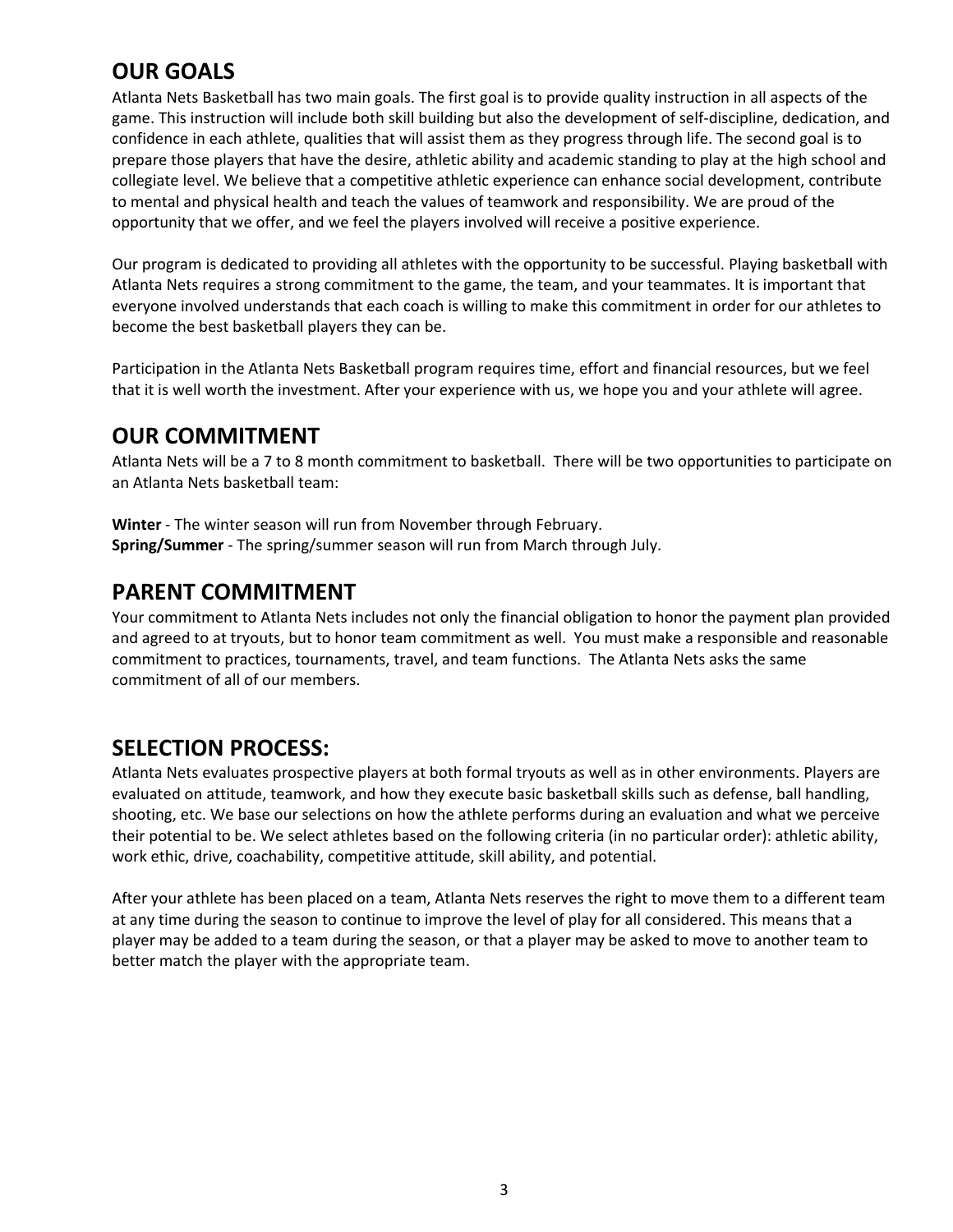## OUR GOALS

Atlanta Nets Basketball has two main goals. The first goal is to provide quality instruction in all aspects of the game. This instruction will include both skill building but also the development of self-discipline, dedication, and confidence in each athlete, qualities that will assist them as they progress through life. The second goal is to prepare those players that have the desire, athletic ability and academic standing to play at the high school and collegiate level. We believe that a competitive athletic experience can enhance social development, contribute to mental and physical health and teach the values of teamwork and responsibility. We are proud of the opportunity that we offer, and we feel the players involved will receive a positive experience.

Our program is dedicated to providing all athletes with the opportunity to be successful. Playing basketball with Atlanta Nets requires a strong commitment to the game, the team, and your teammates. It is important that everyone involved understands that each coach is willing to make this commitment in order for our athletes to become the best basketball players they can be.

Participation in the Atlanta Nets Basketball program requires time, effort and financial resources, but we feel that it is well worth the investment. After your experience with us, we hope you and your athlete will agree.

## OUR COMMITMENT

Atlanta Nets will be a 7 to 8 month commitment to basketball. There will be two opportunities to participate on an Atlanta Nets basketball team:

**Winter** - The winter season will run from November through February.
**Spring/Summer** - The spring/summer season will run from March through July.

## PARENT COMMITMENT

Your commitment to Atlanta Nets includes not only the financial obligation to honor the payment plan provided and agreed to at tryouts, but to honor team commitment as well. You must make a responsible and reasonable commitment to practices, tournaments, travel, and team functions. The Atlanta Nets asks the same commitment of all of our members.

## SELECTION PROCESS:

Atlanta Nets evaluates prospective players at both formal tryouts as well as in other environments. Players are evaluated on attitude, teamwork, and how they execute basic basketball skills such as defense, ball handling, shooting, etc. We base our selections on how the athlete performs during an evaluation and what we perceive their potential to be. We select athletes based on the following criteria (in no particular order): athletic ability, work ethic, drive, coachability, competitive attitude, skill ability, and potential.

After your athlete has been placed on a team, Atlanta Nets reserves the right to move them to a different team at any time during the season to continue to improve the level of play for all considered. This means that a player may be added to a team during the season, or that a player may be asked to move to another team to better match the player with the appropriate team.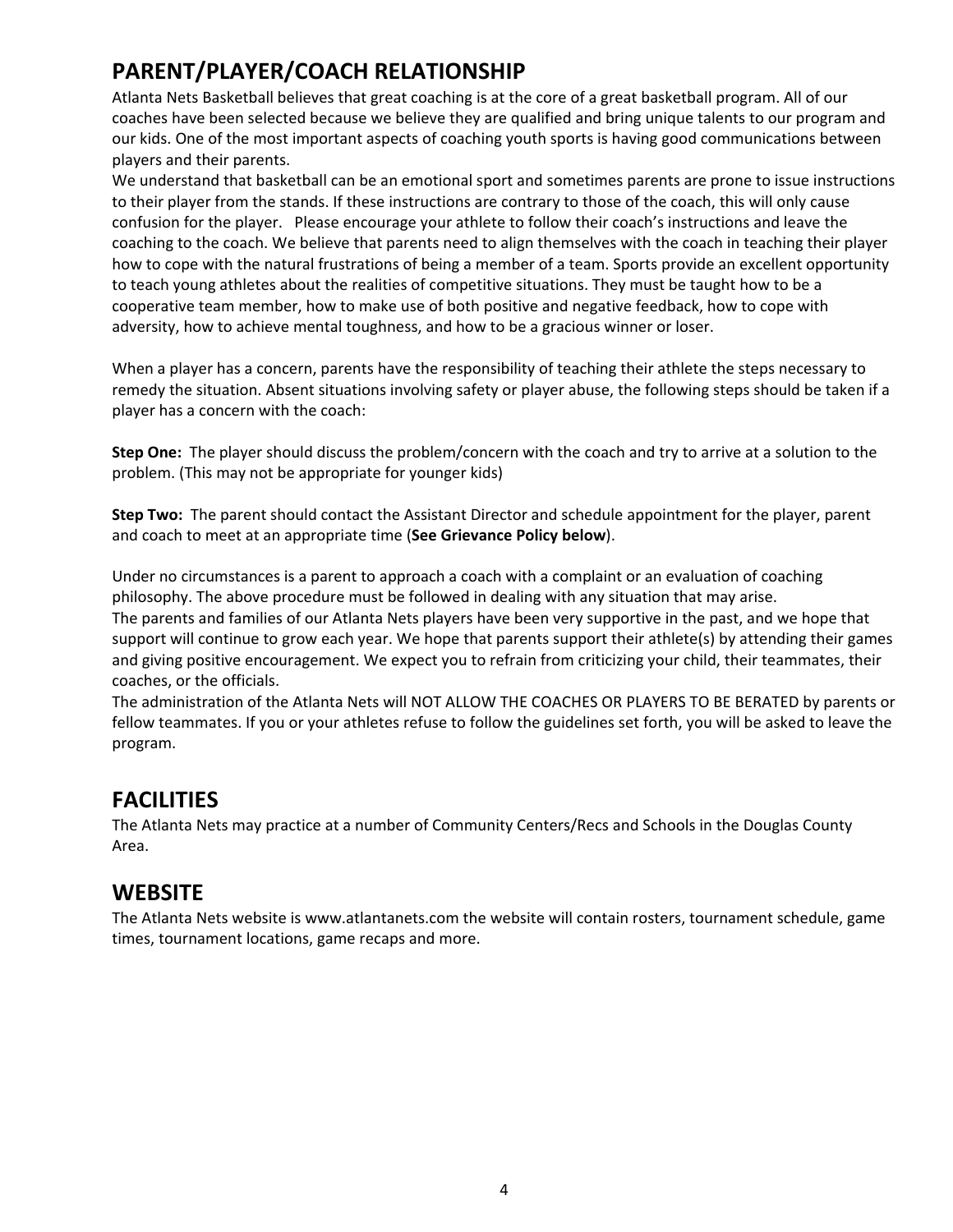## PARENT/PLAYER/COACH RELATIONSHIP

Atlanta Nets Basketball believes that great coaching is at the core of a great basketball program. All of our coaches have been selected because we believe they are qualified and bring unique talents to our program and our kids. One of the most important aspects of coaching youth sports is having good communications between players and their parents.

We understand that basketball can be an emotional sport and sometimes parents are prone to issue instructions to their player from the stands. If these instructions are contrary to those of the coach, this will only cause confusion for the player. Please encourage your athlete to follow their coach's instructions and leave the coaching to the coach. We believe that parents need to align themselves with the coach in teaching their player how to cope with the natural frustrations of being a member of a team. Sports provide an excellent opportunity to teach young athletes about the realities of competitive situations. They must be taught how to be a cooperative team member, how to make use of both positive and negative feedback, how to cope with adversity, how to achieve mental toughness, and how to be a gracious winner or loser.

When a player has a concern, parents have the responsibility of teaching their athlete the steps necessary to remedy the situation. Absent situations involving safety or player abuse, the following steps should be taken if a player has a concern with the coach:

**Step One:** The player should discuss the problem/concern with the coach and try to arrive at a solution to the problem. (This may not be appropriate for younger kids)

**Step Two:** The parent should contact the Assistant Director and schedule appointment for the player, parent and coach to meet at an appropriate time (**See Grievance Policy below**).

Under no circumstances is a parent to approach a coach with a complaint or an evaluation of coaching philosophy. The above procedure must be followed in dealing with any situation that may arise.

The parents and families of our Atlanta Nets players have been very supportive in the past, and we hope that support will continue to grow each year. We hope that parents support their athlete(s) by attending their games and giving positive encouragement. We expect you to refrain from criticizing your child, their teammates, their coaches, or the officials.

The administration of the Atlanta Nets will NOT ALLOW THE COACHES OR PLAYERS TO BE BERATED by parents or fellow teammates. If you or your athletes refuse to follow the guidelines set forth, you will be asked to leave the program.

## FACILITIES

The Atlanta Nets may practice at a number of Community Centers/Recs and Schools in the Douglas County Area.

## WEBSITE

The Atlanta Nets website is www.atlantanets.com the website will contain rosters, tournament schedule, game times, tournament locations, game recaps and more.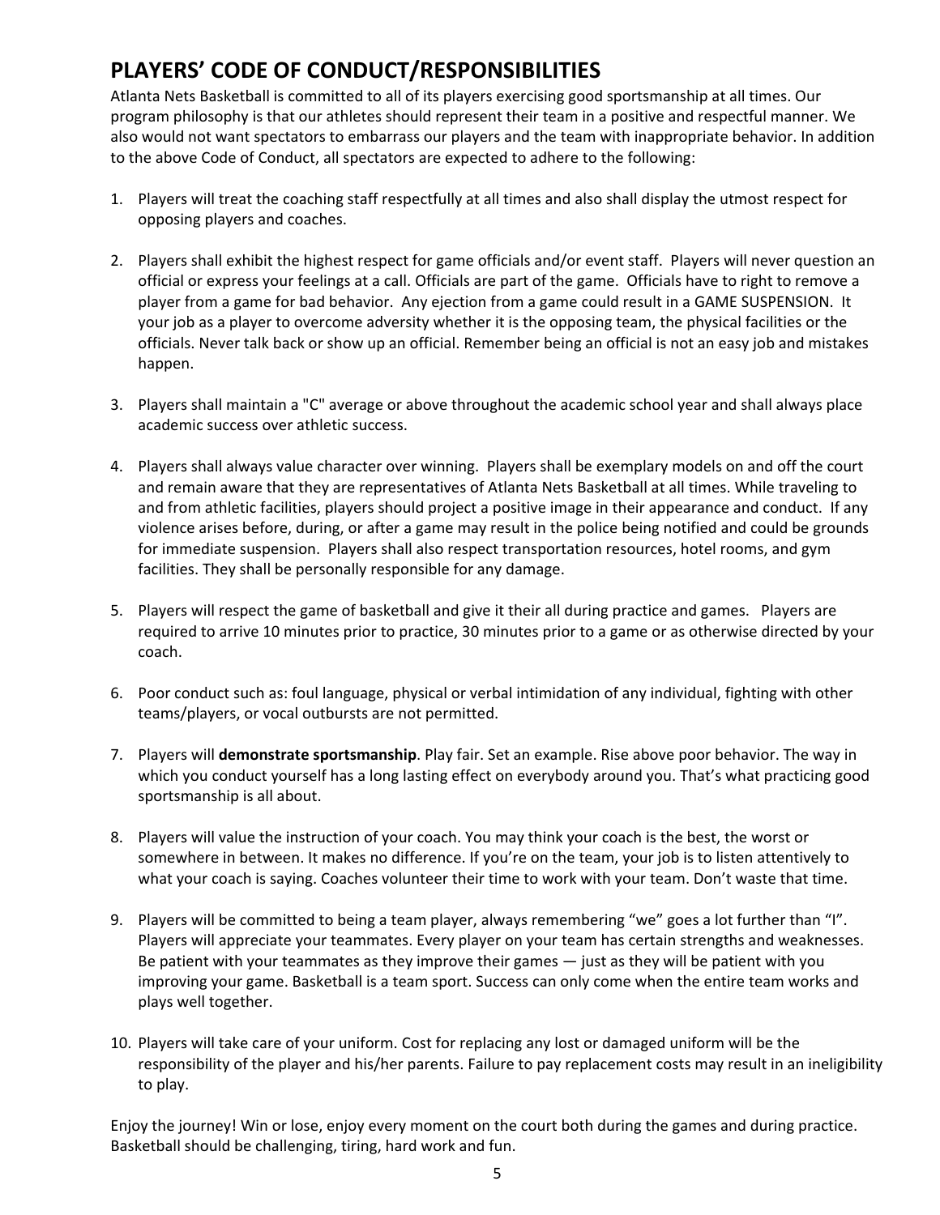## PLAYERS' CODE OF CONDUCT/RESPONSIBILITIES

Atlanta Nets Basketball is committed to all of its players exercising good sportsmanship at all times. Our program philosophy is that our athletes should represent their team in a positive and respectful manner. We also would not want spectators to embarrass our players and the team with inappropriate behavior. In addition to the above Code of Conduct, all spectators are expected to adhere to the following:

1. Players will treat the coaching staff respectfully at all times and also shall display the utmost respect for opposing players and coaches.

2. Players shall exhibit the highest respect for game officials and/or event staff. Players will never question an official or express your feelings at a call. Officials are part of the game. Officials have to right to remove a player from a game for bad behavior. Any ejection from a game could result in a GAME SUSPENSION. It your job as a player to overcome adversity whether it is the opposing team, the physical facilities or the officials. Never talk back or show up an official. Remember being an official is not an easy job and mistakes happen.

3. Players shall maintain a "C" average or above throughout the academic school year and shall always place academic success over athletic success.

4. Players shall always value character over winning. Players shall be exemplary models on and off the court and remain aware that they are representatives of Atlanta Nets Basketball at all times. While traveling to and from athletic facilities, players should project a positive image in their appearance and conduct. If any violence arises before, during, or after a game may result in the police being notified and could be grounds for immediate suspension. Players shall also respect transportation resources, hotel rooms, and gym facilities. They shall be personally responsible for any damage.

5. Players will respect the game of basketball and give it their all during practice and games. Players are required to arrive 10 minutes prior to practice, 30 minutes prior to a game or as otherwise directed by your coach.

6. Poor conduct such as: foul language, physical or verbal intimidation of any individual, fighting with other teams/players, or vocal outbursts are not permitted.

7. Players will **demonstrate sportsmanship**. Play fair. Set an example. Rise above poor behavior. The way in which you conduct yourself has a long lasting effect on everybody around you. That's what practicing good sportsmanship is all about.

8. Players will value the instruction of your coach. You may think your coach is the best, the worst or somewhere in between. It makes no difference. If you're on the team, your job is to listen attentively to what your coach is saying. Coaches volunteer their time to work with your team. Don't waste that time.

9. Players will be committed to being a team player, always remembering "we" goes a lot further than "I". Players will appreciate your teammates. Every player on your team has certain strengths and weaknesses. Be patient with your teammates as they improve their games — just as they will be patient with you improving your game. Basketball is a team sport. Success can only come when the entire team works and plays well together.

10. Players will take care of your uniform. Cost for replacing any lost or damaged uniform will be the responsibility of the player and his/her parents. Failure to pay replacement costs may result in an ineligibility to play.

Enjoy the journey! Win or lose, enjoy every moment on the court both during the games and during practice. Basketball should be challenging, tiring, hard work and fun.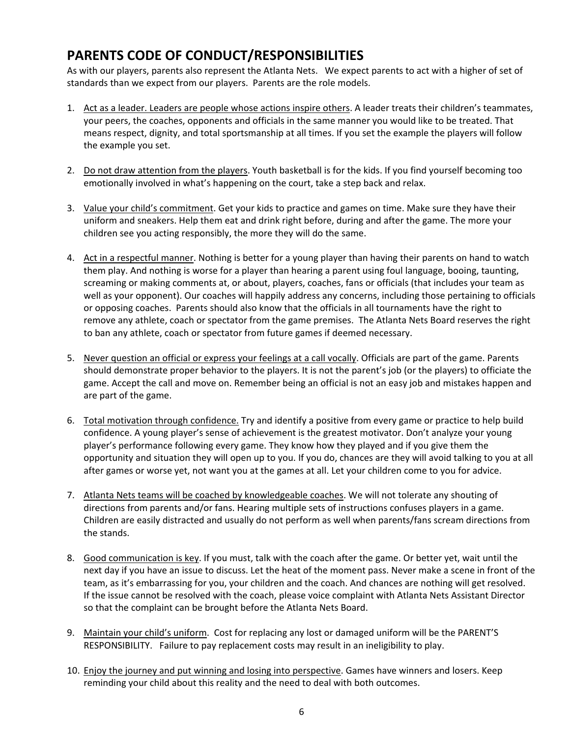# PARENTS CODE OF CONDUCT/RESPONSIBILITIES

As with our players, parents also represent the Atlanta Nets. We expect parents to act with a higher of set of standards than we expect from our players. Parents are the role models.

1. <u>Act as a leader. Leaders are people whose actions inspire others</u>. A leader treats their children's teammates, your peers, the coaches, opponents and officials in the same manner you would like to be treated. That means respect, dignity, and total sportsmanship at all times. If you set the example the players will follow the example you set.

2. <u>Do not draw attention from the players</u>. Youth basketball is for the kids. If you find yourself becoming too emotionally involved in what's happening on the court, take a step back and relax.

3. <u>Value your child's commitment</u>. Get your kids to practice and games on time. Make sure they have their uniform and sneakers. Help them eat and drink right before, during and after the game. The more your children see you acting responsibly, the more they will do the same.

4. <u>Act in a respectful manner</u>. Nothing is better for a young player than having their parents on hand to watch them play. And nothing is worse for a player than hearing a parent using foul language, booing, taunting, screaming or making comments at, or about, players, coaches, fans or officials (that includes your team as well as your opponent). Our coaches will happily address any concerns, including those pertaining to officials or opposing coaches. Parents should also know that the officials in all tournaments have the right to remove any athlete, coach or spectator from the game premises. The Atlanta Nets Board reserves the right to ban any athlete, coach or spectator from future games if deemed necessary.

5. <u>Never question an official or express your feelings at a call vocally</u>. Officials are part of the game. Parents should demonstrate proper behavior to the players. It is not the parent's job (or the players) to officiate the game. Accept the call and move on. Remember being an official is not an easy job and mistakes happen and are part of the game.

6. <u>Total motivation through confidence.</u> Try and identify a positive from every game or practice to help build confidence. A young player's sense of achievement is the greatest motivator. Don't analyze your young player's performance following every game. They know how they played and if you give them the opportunity and situation they will open up to you. If you do, chances are they will avoid talking to you at all after games or worse yet, not want you at the games at all. Let your children come to you for advice.

7. <u>Atlanta Nets teams will be coached by knowledgeable coaches</u>. We will not tolerate any shouting of directions from parents and/or fans. Hearing multiple sets of instructions confuses players in a game. Children are easily distracted and usually do not perform as well when parents/fans scream directions from the stands.

8. <u>Good communication is key</u>. If you must, talk with the coach after the game. Or better yet, wait until the next day if you have an issue to discuss. Let the heat of the moment pass. Never make a scene in front of the team, as it's embarrassing for you, your children and the coach. And chances are nothing will get resolved. If the issue cannot be resolved with the coach, please voice complaint with Atlanta Nets Assistant Director so that the complaint can be brought before the Atlanta Nets Board.

9. <u>Maintain your child's uniform</u>. Cost for replacing any lost or damaged uniform will be the PARENT'S RESPONSIBILITY. Failure to pay replacement costs may result in an ineligibility to play.

10. <u>Enjoy the journey and put winning and losing into perspective</u>. Games have winners and losers. Keep reminding your child about this reality and the need to deal with both outcomes.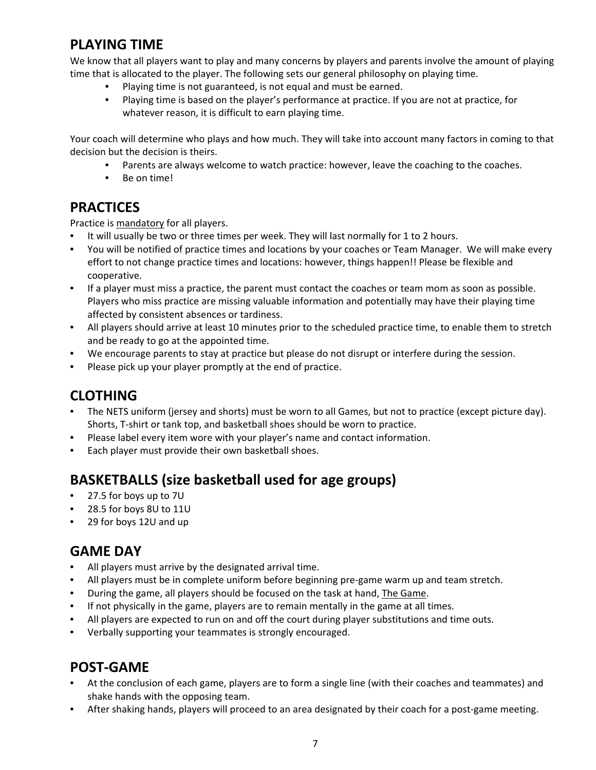## PLAYING TIME

We know that all players want to play and many concerns by players and parents involve the amount of playing time that is allocated to the player. The following sets our general philosophy on playing time.

- Playing time is not guaranteed, is not equal and must be earned.
- Playing time is based on the player's performance at practice. If you are not at practice, for whatever reason, it is difficult to earn playing time.

Your coach will determine who plays and how much. They will take into account many factors in coming to that decision but the decision is theirs.

- Parents are always welcome to watch practice: however, leave the coaching to the coaches.
- Be on time!

## PRACTICES

Practice is <u>mandatory</u> for all players.

- It will usually be two or three times per week. They will last normally for 1 to 2 hours.
- You will be notified of practice times and locations by your coaches or Team Manager. We will make every effort to not change practice times and locations: however, things happen!! Please be flexible and cooperative.
- If a player must miss a practice, the parent must contact the coaches or team mom as soon as possible. Players who miss practice are missing valuable information and potentially may have their playing time affected by consistent absences or tardiness.
- All players should arrive at least 10 minutes prior to the scheduled practice time, to enable them to stretch and be ready to go at the appointed time.
- We encourage parents to stay at practice but please do not disrupt or interfere during the session.
- Please pick up your player promptly at the end of practice.

## CLOTHING

- The NETS uniform (jersey and shorts) must be worn to all Games, but not to practice (except picture day). Shorts, T-shirt or tank top, and basketball shoes should be worn to practice.
- Please label every item wore with your player's name and contact information.
- Each player must provide their own basketball shoes.

## BASKETBALLS (size basketball used for age groups)

- 27.5 for boys up to 7U
- 28.5 for boys 8U to 11U
- 29 for boys 12U and up

## GAME DAY

- All players must arrive by the designated arrival time.
- All players must be in complete uniform before beginning pre-game warm up and team stretch.
- During the game, all players should be focused on the task at hand, <u>The Game</u>.
- If not physically in the game, players are to remain mentally in the game at all times.
- All players are expected to run on and off the court during player substitutions and time outs.
- Verbally supporting your teammates is strongly encouraged.

## POST-GAME

- At the conclusion of each game, players are to form a single line (with their coaches and teammates) and shake hands with the opposing team.
- After shaking hands, players will proceed to an area designated by their coach for a post-game meeting.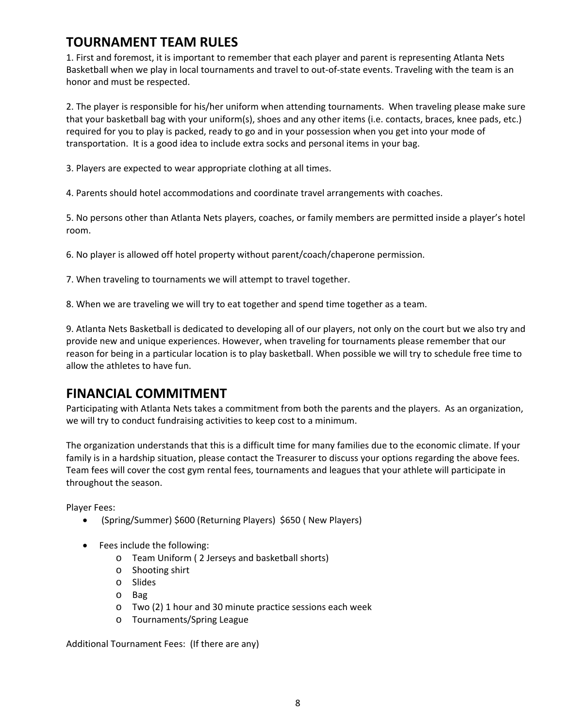## TOURNAMENT TEAM RULES

1. First and foremost, it is important to remember that each player and parent is representing Atlanta Nets Basketball when we play in local tournaments and travel to out-of-state events. Traveling with the team is an honor and must be respected.

2. The player is responsible for his/her uniform when attending tournaments. When traveling please make sure that your basketball bag with your uniform(s), shoes and any other items (i.e. contacts, braces, knee pads, etc.) required for you to play is packed, ready to go and in your possession when you get into your mode of transportation. It is a good idea to include extra socks and personal items in your bag.

3. Players are expected to wear appropriate clothing at all times.

4. Parents should hotel accommodations and coordinate travel arrangements with coaches.

5. No persons other than Atlanta Nets players, coaches, or family members are permitted inside a player's hotel room.

6. No player is allowed off hotel property without parent/coach/chaperone permission.

7. When traveling to tournaments we will attempt to travel together.

8. When we are traveling we will try to eat together and spend time together as a team.

9. Atlanta Nets Basketball is dedicated to developing all of our players, not only on the court but we also try and provide new and unique experiences. However, when traveling for tournaments please remember that our reason for being in a particular location is to play basketball. When possible we will try to schedule free time to allow the athletes to have fun.

## FINANCIAL COMMITMENT

Participating with Atlanta Nets takes a commitment from both the parents and the players. As an organization, we will try to conduct fundraising activities to keep cost to a minimum.

The organization understands that this is a difficult time for many families due to the economic climate. If your family is in a hardship situation, please contact the Treasurer to discuss your options regarding the above fees. Team fees will cover the cost gym rental fees, tournaments and leagues that your athlete will participate in throughout the season.

Player Fees:

- (Spring/Summer) $600 (Returning Players) $650 ( New Players)
- Fees include the following:
  - Team Uniform ( 2 Jerseys and basketball shorts)
  - Shooting shirt
  - Slides
  - Bag
  - Two (2) 1 hour and 30 minute practice sessions each week
  - Tournaments/Spring League

Additional Tournament Fees: (If there are any)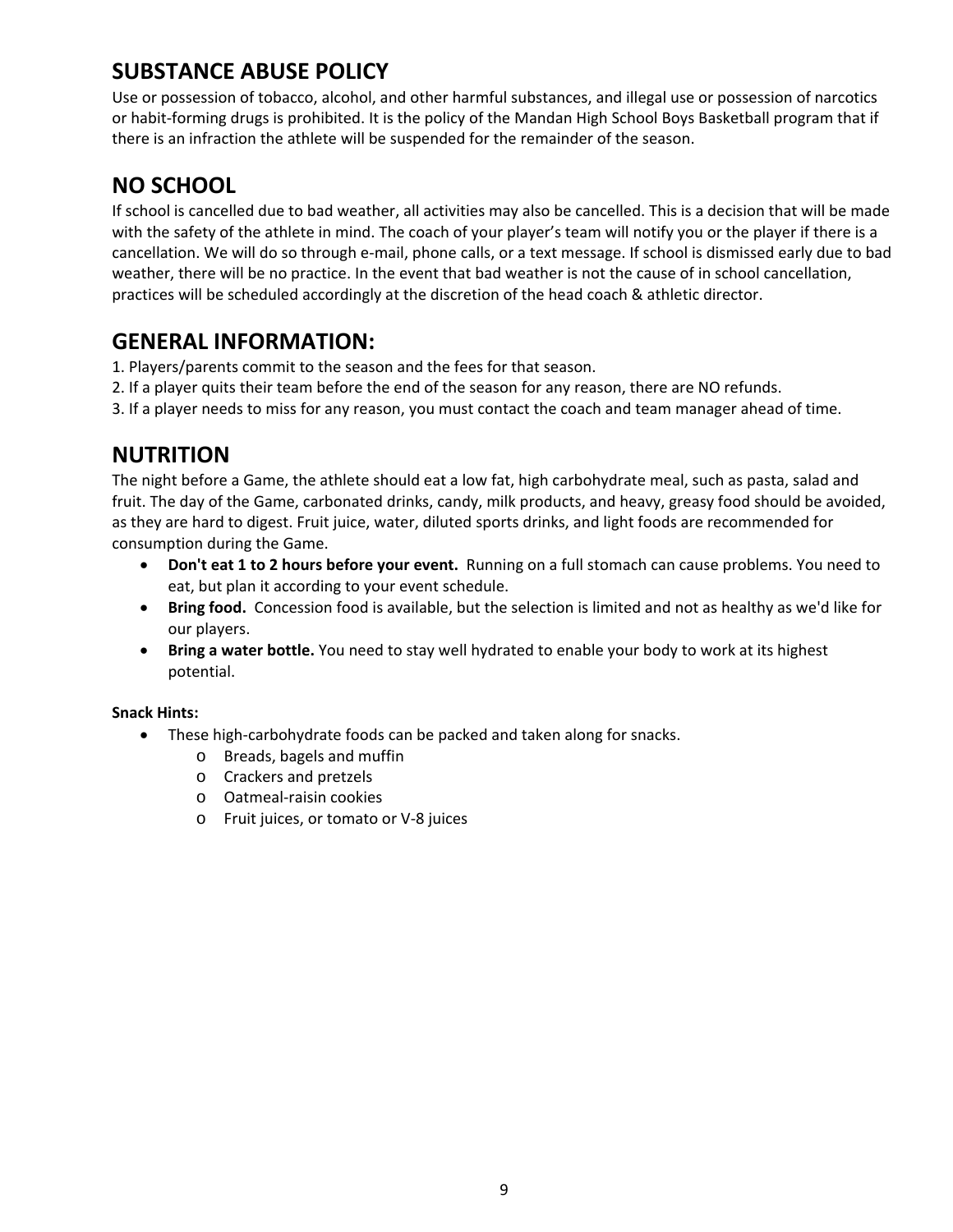## SUBSTANCE ABUSE POLICY

Use or possession of tobacco, alcohol, and other harmful substances, and illegal use or possession of narcotics or habit-forming drugs is prohibited. It is the policy of the Mandan High School Boys Basketball program that if there is an infraction the athlete will be suspended for the remainder of the season.

## NO SCHOOL

If school is cancelled due to bad weather, all activities may also be cancelled. This is a decision that will be made with the safety of the athlete in mind. The coach of your player's team will notify you or the player if there is a cancellation. We will do so through e-mail, phone calls, or a text message. If school is dismissed early due to bad weather, there will be no practice. In the event that bad weather is not the cause of in school cancellation, practices will be scheduled accordingly at the discretion of the head coach & athletic director.

## GENERAL INFORMATION:

1. Players/parents commit to the season and the fees for that season.
2. If a player quits their team before the end of the season for any reason, there are NO refunds.
3. If a player needs to miss for any reason, you must contact the coach and team manager ahead of time.

## NUTRITION

The night before a Game, the athlete should eat a low fat, high carbohydrate meal, such as pasta, salad and fruit. The day of the Game, carbonated drinks, candy, milk products, and heavy, greasy food should be avoided, as they are hard to digest. Fruit juice, water, diluted sports drinks, and light foods are recommended for consumption during the Game.

- **Don't eat 1 to 2 hours before your event.** Running on a full stomach can cause problems. You need to eat, but plan it according to your event schedule.
- **Bring food.** Concession food is available, but the selection is limited and not as healthy as we'd like for our players.
- **Bring a water bottle.** You need to stay well hydrated to enable your body to work at its highest potential.

**Snack Hints:**

- These high-carbohydrate foods can be packed and taken along for snacks.
  - Breads, bagels and muffin
  - Crackers and pretzels
  - Oatmeal-raisin cookies
  - Fruit juices, or tomato or V-8 juices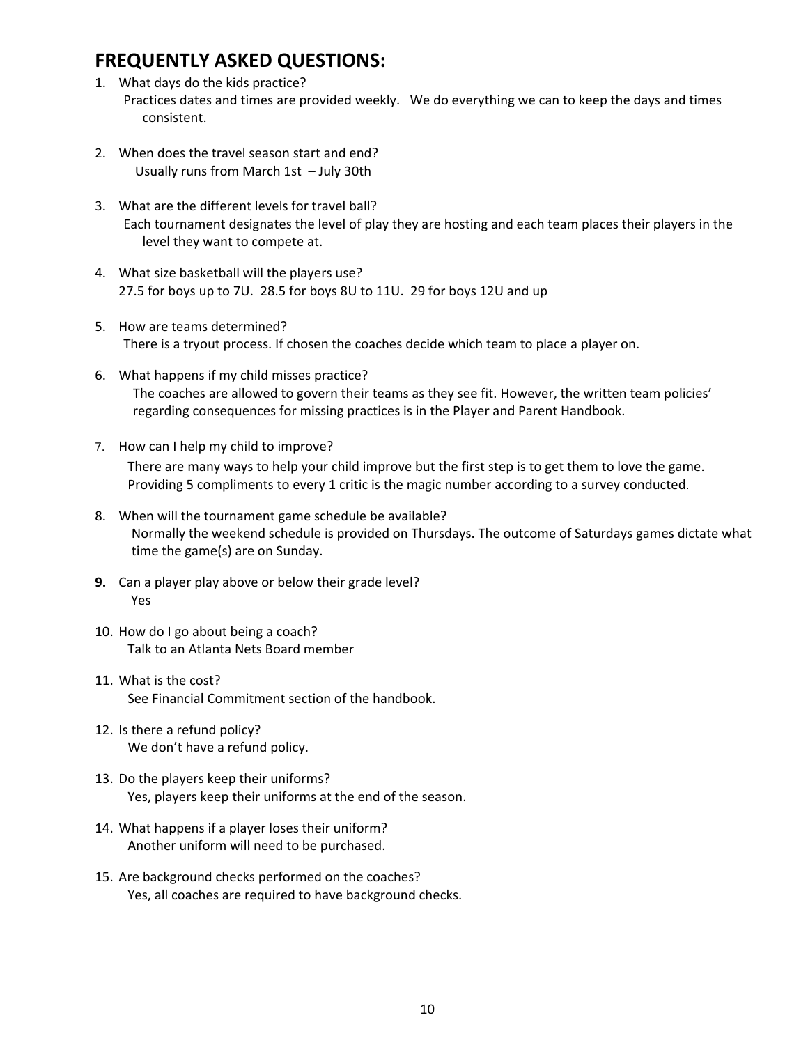## FREQUENTLY ASKED QUESTIONS:

1. What days do the kids practice?
   Practices dates and times are provided weekly. We do everything we can to keep the days and times consistent.

2. When does the travel season start and end?
   Usually runs from March 1st – July 30th

3. What are the different levels for travel ball?
   Each tournament designates the level of play they are hosting and each team places their players in the level they want to compete at.

4. What size basketball will the players use?
   27.5 for boys up to 7U. 28.5 for boys 8U to 11U. 29 for boys 12U and up

5. How are teams determined?
   There is a tryout process. If chosen the coaches decide which team to place a player on.

6. What happens if my child misses practice?
   The coaches are allowed to govern their teams as they see fit. However, the written team policies' regarding consequences for missing practices is in the Player and Parent Handbook.

7. How can I help my child to improve?
   There are many ways to help your child improve but the first step is to get them to love the game. Providing 5 compliments to every 1 critic is the magic number according to a survey conducted.

8. When will the tournament game schedule be available?
   Normally the weekend schedule is provided on Thursdays. The outcome of Saturdays games dictate what time the game(s) are on Sunday.

9. Can a player play above or below their grade level?
   Yes

10. How do I go about being a coach?
    Talk to an Atlanta Nets Board member

11. What is the cost?
    See Financial Commitment section of the handbook.

12. Is there a refund policy?
    We don't have a refund policy.

13. Do the players keep their uniforms?
    Yes, players keep their uniforms at the end of the season.

14. What happens if a player loses their uniform?
    Another uniform will need to be purchased.

15. Are background checks performed on the coaches?
    Yes, all coaches are required to have background checks.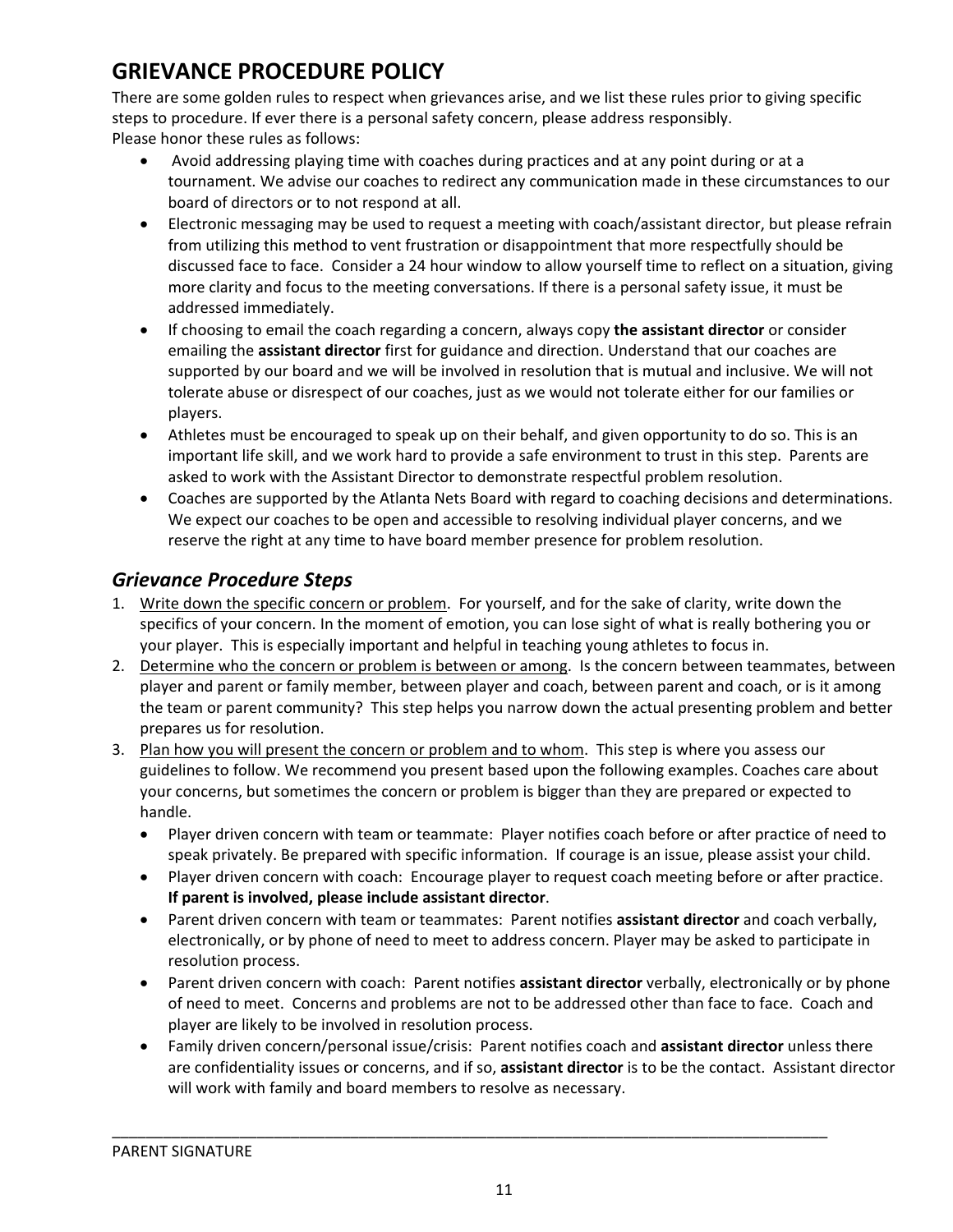# GRIEVANCE PROCEDURE POLICY

There are some golden rules to respect when grievances arise, and we list these rules prior to giving specific steps to procedure. If ever there is a personal safety concern, please address responsibly.
Please honor these rules as follows:

- Avoid addressing playing time with coaches during practices and at any point during or at a tournament. We advise our coaches to redirect any communication made in these circumstances to our board of directors or to not respond at all.
- Electronic messaging may be used to request a meeting with coach/assistant director, but please refrain from utilizing this method to vent frustration or disappointment that more respectfully should be discussed face to face. Consider a 24 hour window to allow yourself time to reflect on a situation, giving more clarity and focus to the meeting conversations. If there is a personal safety issue, it must be addressed immediately.
- If choosing to email the coach regarding a concern, always copy **the assistant director** or consider emailing the **assistant director** first for guidance and direction. Understand that our coaches are supported by our board and we will be involved in resolution that is mutual and inclusive. We will not tolerate abuse or disrespect of our coaches, just as we would not tolerate either for our families or players.
- Athletes must be encouraged to speak up on their behalf, and given opportunity to do so. This is an important life skill, and we work hard to provide a safe environment to trust in this step. Parents are asked to work with the Assistant Director to demonstrate respectful problem resolution.
- Coaches are supported by the Atlanta Nets Board with regard to coaching decisions and determinations. We expect our coaches to be open and accessible to resolving individual player concerns, and we reserve the right at any time to have board member presence for problem resolution.

## *Grievance Procedure Steps*

1. <u>Write down the specific concern or problem</u>. For yourself, and for the sake of clarity, write down the specifics of your concern. In the moment of emotion, you can lose sight of what is really bothering you or your player. This is especially important and helpful in teaching young athletes to focus in.
2. <u>Determine who the concern or problem is between or among</u>. Is the concern between teammates, between player and parent or family member, between player and coach, between parent and coach, or is it among the team or parent community? This step helps you narrow down the actual presenting problem and better prepares us for resolution.
3. <u>Plan how you will present the concern or problem and to whom</u>. This step is where you assess our guidelines to follow. We recommend you present based upon the following examples. Coaches care about your concerns, but sometimes the concern or problem is bigger than they are prepared or expected to handle.
   - Player driven concern with team or teammate: Player notifies coach before or after practice of need to speak privately. Be prepared with specific information. If courage is an issue, please assist your child.
   - Player driven concern with coach: Encourage player to request coach meeting before or after practice. **If parent is involved, please include assistant director**.
   - Parent driven concern with team or teammates: Parent notifies **assistant director** and coach verbally, electronically, or by phone of need to meet to address concern. Player may be asked to participate in resolution process.
   - Parent driven concern with coach: Parent notifies **assistant director** verbally, electronically or by phone of need to meet. Concerns and problems are not to be addressed other than face to face. Coach and player are likely to be involved in resolution process.
   - Family driven concern/personal issue/crisis: Parent notifies coach and **assistant director** unless there are confidentiality issues or concerns, and if so, **assistant director** is to be the contact. Assistant director will work with family and board members to resolve as necessary.

_______________________________________________________________________________________

PARENT SIGNATURE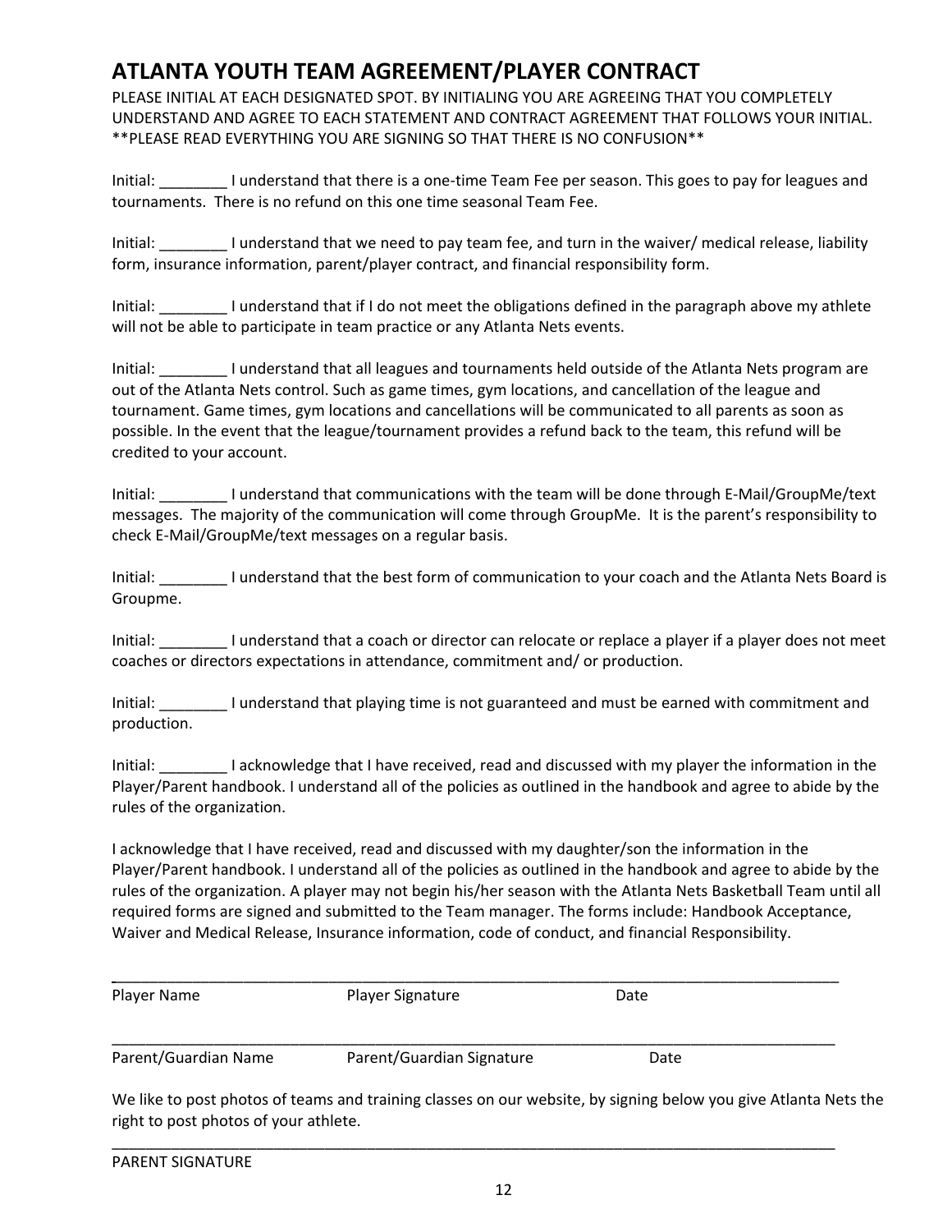# ATLANTA YOUTH TEAM AGREEMENT/PLAYER CONTRACT

PLEASE INITIAL AT EACH DESIGNATED SPOT. BY INITIALING YOU ARE AGREEING THAT YOU COMPLETELY UNDERSTAND AND AGREE TO EACH STATEMENT AND CONTRACT AGREEMENT THAT FOLLOWS YOUR INITIAL. **PLEASE READ EVERYTHING YOU ARE SIGNING SO THAT THERE IS NO CONFUSION**

Initial: ________ I understand that there is a one-time Team Fee per season. This goes to pay for leagues and tournaments. There is no refund on this one time seasonal Team Fee.

Initial: ________ I understand that we need to pay team fee, and turn in the waiver/ medical release, liability form, insurance information, parent/player contract, and financial responsibility form.

Initial: ________ I understand that if I do not meet the obligations defined in the paragraph above my athlete will not be able to participate in team practice or any Atlanta Nets events.

Initial: ________ I understand that all leagues and tournaments held outside of the Atlanta Nets program are out of the Atlanta Nets control. Such as game times, gym locations, and cancellation of the league and tournament. Game times, gym locations and cancellations will be communicated to all parents as soon as possible. In the event that the league/tournament provides a refund back to the team, this refund will be credited to your account.

Initial: ________ I understand that communications with the team will be done through E-Mail/GroupMe/text messages. The majority of the communication will come through GroupMe. It is the parent's responsibility to check E-Mail/GroupMe/text messages on a regular basis.

Initial: ________ I understand that the best form of communication to your coach and the Atlanta Nets Board is Groupme.

Initial: ________ I understand that a coach or director can relocate or replace a player if a player does not meet coaches or directors expectations in attendance, commitment and/ or production.

Initial: ________ I understand that playing time is not guaranteed and must be earned with commitment and production.

Initial: ________ I acknowledge that I have received, read and discussed with my player the information in the Player/Parent handbook. I understand all of the policies as outlined in the handbook and agree to abide by the rules of the organization.

I acknowledge that I have received, read and discussed with my daughter/son the information in the Player/Parent handbook. I understand all of the policies as outlined in the handbook and agree to abide by the rules of the organization. A player may not begin his/her season with the Atlanta Nets Basketball Team until all required forms are signed and submitted to the Team manager. The forms include: Handbook Acceptance, Waiver and Medical Release, Insurance information, code of conduct, and financial Responsibility.

______________________________________________________________________________

Player Name                    Player Signature                    Date

______________________________________________________________________________

Parent/Guardian Name                    Parent/Guardian Signature                    Date

We like to post photos of teams and training classes on our website, by signing below you give Atlanta Nets the right to post photos of your athlete.

______________________________________________________________________________

PARENT SIGNATURE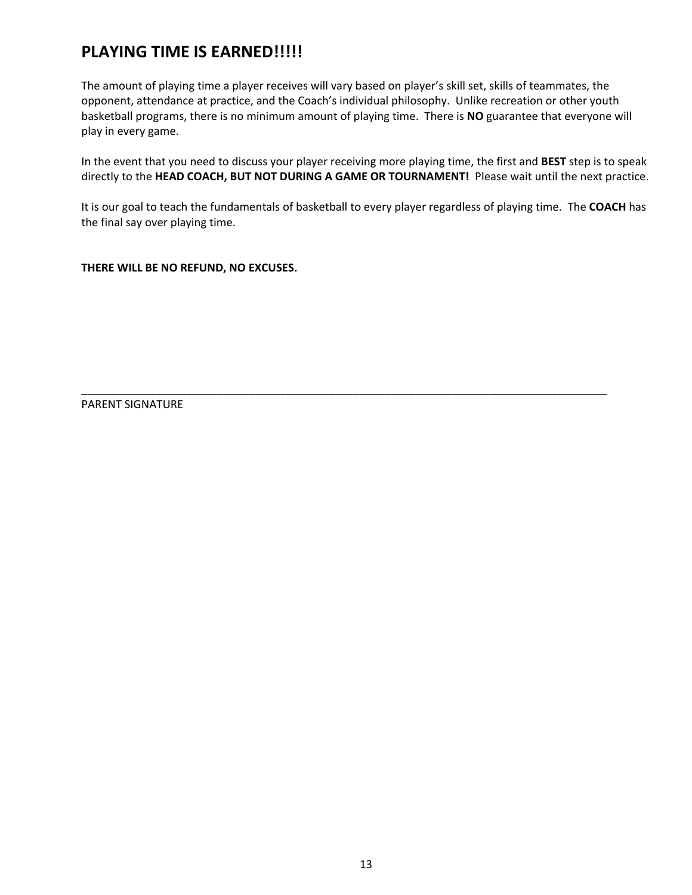# PLAYING TIME IS EARNED!!!!!

The amount of playing time a player receives will vary based on player's skill set, skills of teammates, the opponent, attendance at practice, and the Coach's individual philosophy. Unlike recreation or other youth basketball programs, there is no minimum amount of playing time. There is **NO** guarantee that everyone will play in every game.

In the event that you need to discuss your player receiving more playing time, the first and **BEST** step is to speak directly to the **HEAD COACH, BUT NOT DURING A GAME OR TOURNAMENT!** Please wait until the next practice.

It is our goal to teach the fundamentals of basketball to every player regardless of playing time. The **COACH** has the final say over playing time.

**THERE WILL BE NO REFUND, NO EXCUSES.**

_____________________________________________________________________________________

PARENT SIGNATURE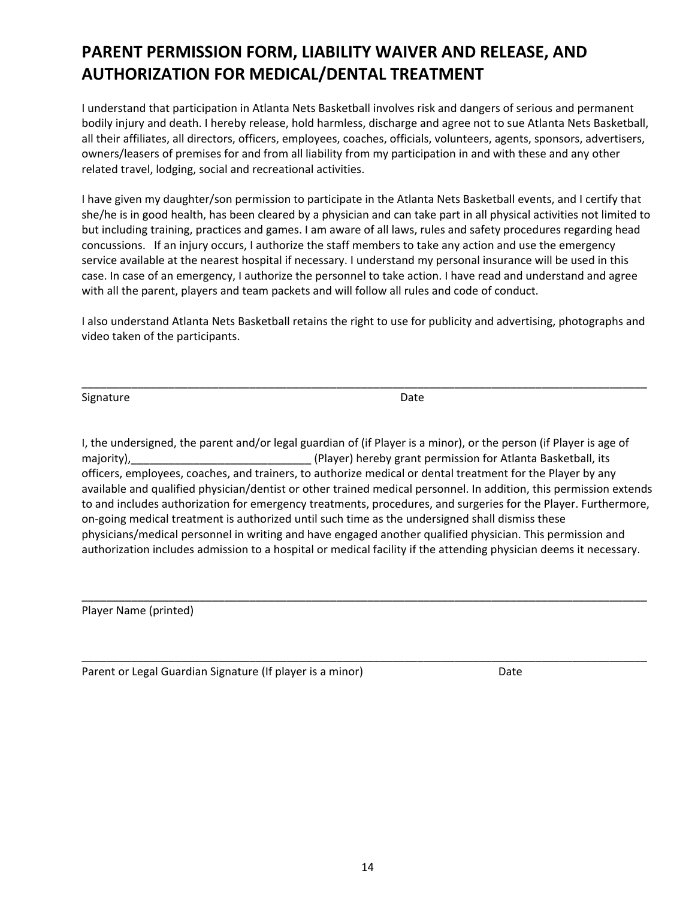# PARENT PERMISSION FORM, LIABILITY WAIVER AND RELEASE, AND AUTHORIZATION FOR MEDICAL/DENTAL TREATMENT

I understand that participation in Atlanta Nets Basketball involves risk and dangers of serious and permanent bodily injury and death. I hereby release, hold harmless, discharge and agree not to sue Atlanta Nets Basketball, all their affiliates, all directors, officers, employees, coaches, officials, volunteers, agents, sponsors, advertisers, owners/leasers of premises for and from all liability from my participation in and with these and any other related travel, lodging, social and recreational activities.

I have given my daughter/son permission to participate in the Atlanta Nets Basketball events, and I certify that she/he is in good health, has been cleared by a physician and can take part in all physical activities not limited to but including training, practices and games. I am aware of all laws, rules and safety procedures regarding head concussions. If an injury occurs, I authorize the staff members to take any action and use the emergency service available at the nearest hospital if necessary. I understand my personal insurance will be used in this case. In case of an emergency, I authorize the personnel to take action. I have read and understand and agree with all the parent, players and team packets and will follow all rules and code of conduct.

I also understand Atlanta Nets Basketball retains the right to use for publicity and advertising, photographs and video taken of the participants.

_____________________________________________________________________________________________

Signature Date

I, the undersigned, the parent and/or legal guardian of (if Player is a minor), or the person (if Player is age of majority),_____________________________ (Player) hereby grant permission for Atlanta Basketball, its officers, employees, coaches, and trainers, to authorize medical or dental treatment for the Player by any available and qualified physician/dentist or other trained medical personnel. In addition, this permission extends to and includes authorization for emergency treatments, procedures, and surgeries for the Player. Furthermore, on-going medical treatment is authorized until such time as the undersigned shall dismiss these physicians/medical personnel in writing and have engaged another qualified physician. This permission and authorization includes admission to a hospital or medical facility if the attending physician deems it necessary.

_____________________________________________________________________________________________

Player Name (printed)

_____________________________________________________________________________________________

Parent or Legal Guardian Signature (If player is a minor) Date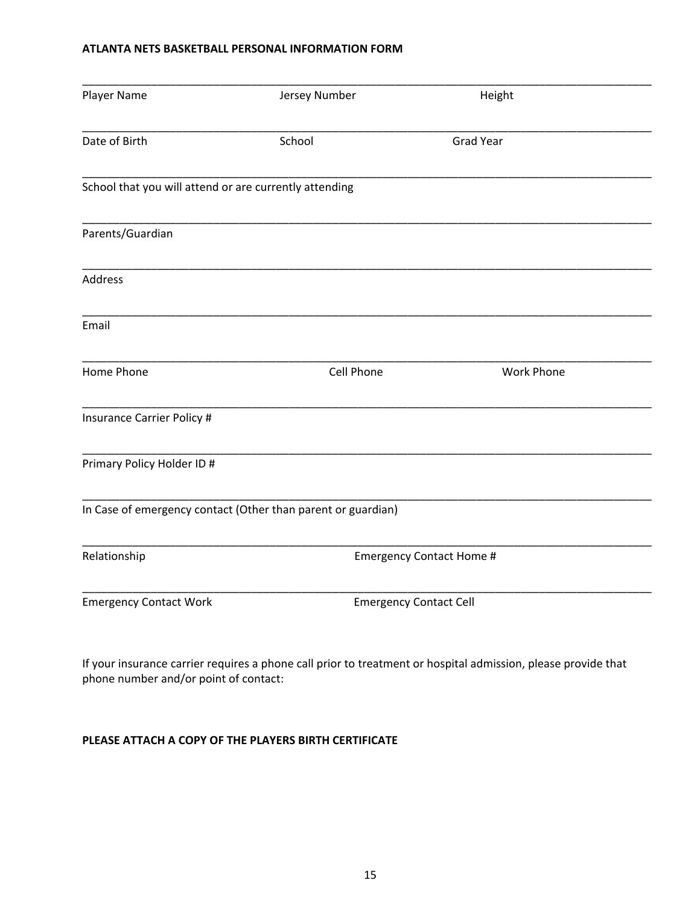**ATLANTA NETS BASKETBALL PERSONAL INFORMATION FORM**

\_\_\_\_\_\_\_\_\_\_\_\_\_\_\_\_\_\_\_\_\_\_\_\_\_\_\_\_\_\_\_\_\_\_\_\_\_\_\_\_\_\_\_\_\_\_\_\_\_\_\_\_\_\_\_\_\_\_\_\_\_\_\_\_\_\_\_\_\_\_\_\_\_\_\_\_

Player Name Jersey Number Height

\_\_\_\_\_\_\_\_\_\_\_\_\_\_\_\_\_\_\_\_\_\_\_\_\_\_\_\_\_\_\_\_\_\_\_\_\_\_\_\_\_\_\_\_\_\_\_\_\_\_\_\_\_\_\_\_\_\_\_\_\_\_\_\_\_\_\_\_\_\_\_\_\_\_\_\_

Date of Birth School Grad Year

\_\_\_\_\_\_\_\_\_\_\_\_\_\_\_\_\_\_\_\_\_\_\_\_\_\_\_\_\_\_\_\_\_\_\_\_\_\_\_\_\_\_\_\_\_\_\_\_\_\_\_\_\_\_\_\_\_\_\_\_\_\_\_\_\_\_\_\_\_\_\_\_\_\_\_\_

School that you will attend or are currently attending

\_\_\_\_\_\_\_\_\_\_\_\_\_\_\_\_\_\_\_\_\_\_\_\_\_\_\_\_\_\_\_\_\_\_\_\_\_\_\_\_\_\_\_\_\_\_\_\_\_\_\_\_\_\_\_\_\_\_\_\_\_\_\_\_\_\_\_\_\_\_\_\_\_\_\_\_

Parents/Guardian

\_\_\_\_\_\_\_\_\_\_\_\_\_\_\_\_\_\_\_\_\_\_\_\_\_\_\_\_\_\_\_\_\_\_\_\_\_\_\_\_\_\_\_\_\_\_\_\_\_\_\_\_\_\_\_\_\_\_\_\_\_\_\_\_\_\_\_\_\_\_\_\_\_\_\_\_

Address

\_\_\_\_\_\_\_\_\_\_\_\_\_\_\_\_\_\_\_\_\_\_\_\_\_\_\_\_\_\_\_\_\_\_\_\_\_\_\_\_\_\_\_\_\_\_\_\_\_\_\_\_\_\_\_\_\_\_\_\_\_\_\_\_\_\_\_\_\_\_\_\_\_\_\_\_

Email

\_\_\_\_\_\_\_\_\_\_\_\_\_\_\_\_\_\_\_\_\_\_\_\_\_\_\_\_\_\_\_\_\_\_\_\_\_\_\_\_\_\_\_\_\_\_\_\_\_\_\_\_\_\_\_\_\_\_\_\_\_\_\_\_\_\_\_\_\_\_\_\_\_\_\_\_

Home Phone Cell Phone Work Phone

\_\_\_\_\_\_\_\_\_\_\_\_\_\_\_\_\_\_\_\_\_\_\_\_\_\_\_\_\_\_\_\_\_\_\_\_\_\_\_\_\_\_\_\_\_\_\_\_\_\_\_\_\_\_\_\_\_\_\_\_\_\_\_\_\_\_\_\_\_\_\_\_\_\_\_\_

Insurance Carrier Policy #

\_\_\_\_\_\_\_\_\_\_\_\_\_\_\_\_\_\_\_\_\_\_\_\_\_\_\_\_\_\_\_\_\_\_\_\_\_\_\_\_\_\_\_\_\_\_\_\_\_\_\_\_\_\_\_\_\_\_\_\_\_\_\_\_\_\_\_\_\_\_\_\_\_\_\_\_

Primary Policy Holder ID #

\_\_\_\_\_\_\_\_\_\_\_\_\_\_\_\_\_\_\_\_\_\_\_\_\_\_\_\_\_\_\_\_\_\_\_\_\_\_\_\_\_\_\_\_\_\_\_\_\_\_\_\_\_\_\_\_\_\_\_\_\_\_\_\_\_\_\_\_\_\_\_\_\_\_\_\_

In Case of emergency contact (Other than parent or guardian)

\_\_\_\_\_\_\_\_\_\_\_\_\_\_\_\_\_\_\_\_\_\_\_\_\_\_\_\_\_\_\_\_\_\_\_\_\_\_\_\_\_\_\_\_\_\_\_\_\_\_\_\_\_\_\_\_\_\_\_\_\_\_\_\_\_\_\_\_\_\_\_\_\_\_\_\_

Relationship Emergency Contact Home #

\_\_\_\_\_\_\_\_\_\_\_\_\_\_\_\_\_\_\_\_\_\_\_\_\_\_\_\_\_\_\_\_\_\_\_\_\_\_\_\_\_\_\_\_\_\_\_\_\_\_\_\_\_\_\_\_\_\_\_\_\_\_\_\_\_\_\_\_\_\_\_\_\_\_\_\_

Emergency Contact Work Emergency Contact Cell

If your insurance carrier requires a phone call prior to treatment or hospital admission, please provide that phone number and/or point of contact:

**PLEASE ATTACH A COPY OF THE PLAYERS BIRTH CERTIFICATE**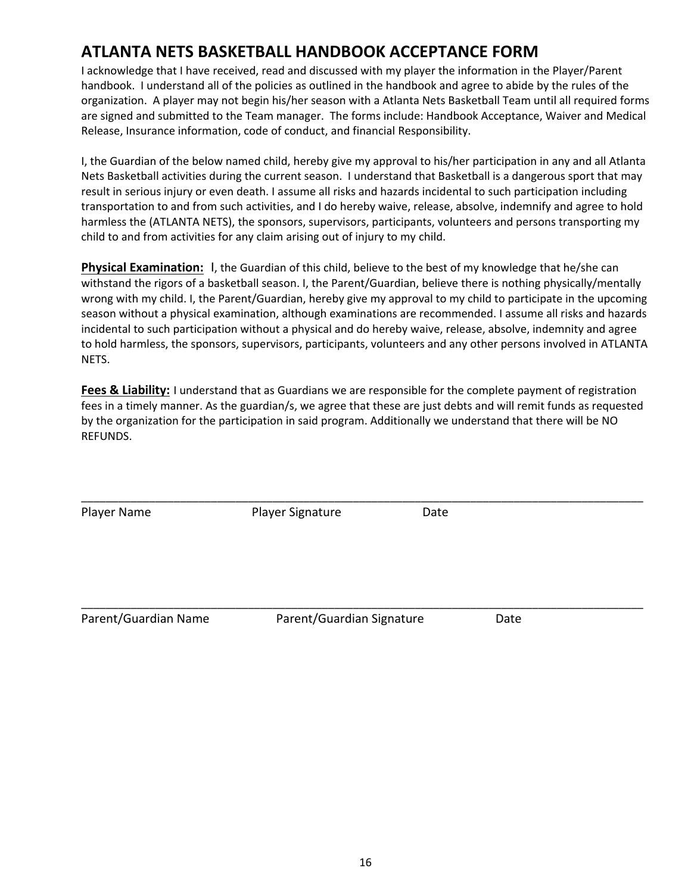# ATLANTA NETS BASKETBALL HANDBOOK ACCEPTANCE FORM

I acknowledge that I have received, read and discussed with my player the information in the Player/Parent handbook. I understand all of the policies as outlined in the handbook and agree to abide by the rules of the organization. A player may not begin his/her season with a Atlanta Nets Basketball Team until all required forms are signed and submitted to the Team manager. The forms include: Handbook Acceptance, Waiver and Medical Release, Insurance information, code of conduct, and financial Responsibility.

I, the Guardian of the below named child, hereby give my approval to his/her participation in any and all Atlanta Nets Basketball activities during the current season. I understand that Basketball is a dangerous sport that may result in serious injury or even death. I assume all risks and hazards incidental to such participation including transportation to and from such activities, and I do hereby waive, release, absolve, indemnify and agree to hold harmless the (ATLANTA NETS), the sponsors, supervisors, participants, volunteers and persons transporting my child to and from activities for any claim arising out of injury to my child.

**Physical Examination:** I, the Guardian of this child, believe to the best of my knowledge that he/she can withstand the rigors of a basketball season. I, the Parent/Guardian, believe there is nothing physically/mentally wrong with my child. I, the Parent/Guardian, hereby give my approval to my child to participate in the upcoming season without a physical examination, although examinations are recommended. I assume all risks and hazards incidental to such participation without a physical and do hereby waive, release, absolve, indemnity and agree to hold harmless, the sponsors, supervisors, participants, volunteers and any other persons involved in ATLANTA NETS.

**Fees & Liability:** I understand that as Guardians we are responsible for the complete payment of registration fees in a timely manner. As the guardian/s, we agree that these are just debts and will remit funds as requested by the organization for the participation in said program. Additionally we understand that there will be NO REFUNDS.

\_\_\_\_\_\_\_\_\_\_\_\_\_\_\_\_\_\_\_\_\_\_\_\_\_\_\_\_\_\_\_\_\_\_\_\_\_\_\_\_\_\_\_\_\_\_\_\_\_\_\_\_\_\_\_\_\_\_\_\_\_\_\_\_\_\_\_\_\_\_\_\_

Player Name  Player Signature  Date

\_\_\_\_\_\_\_\_\_\_\_\_\_\_\_\_\_\_\_\_\_\_\_\_\_\_\_\_\_\_\_\_\_\_\_\_\_\_\_\_\_\_\_\_\_\_\_\_\_\_\_\_\_\_\_\_\_\_\_\_\_\_\_\_\_\_\_\_\_\_\_\_

Parent/Guardian Name  Parent/Guardian Signature  Date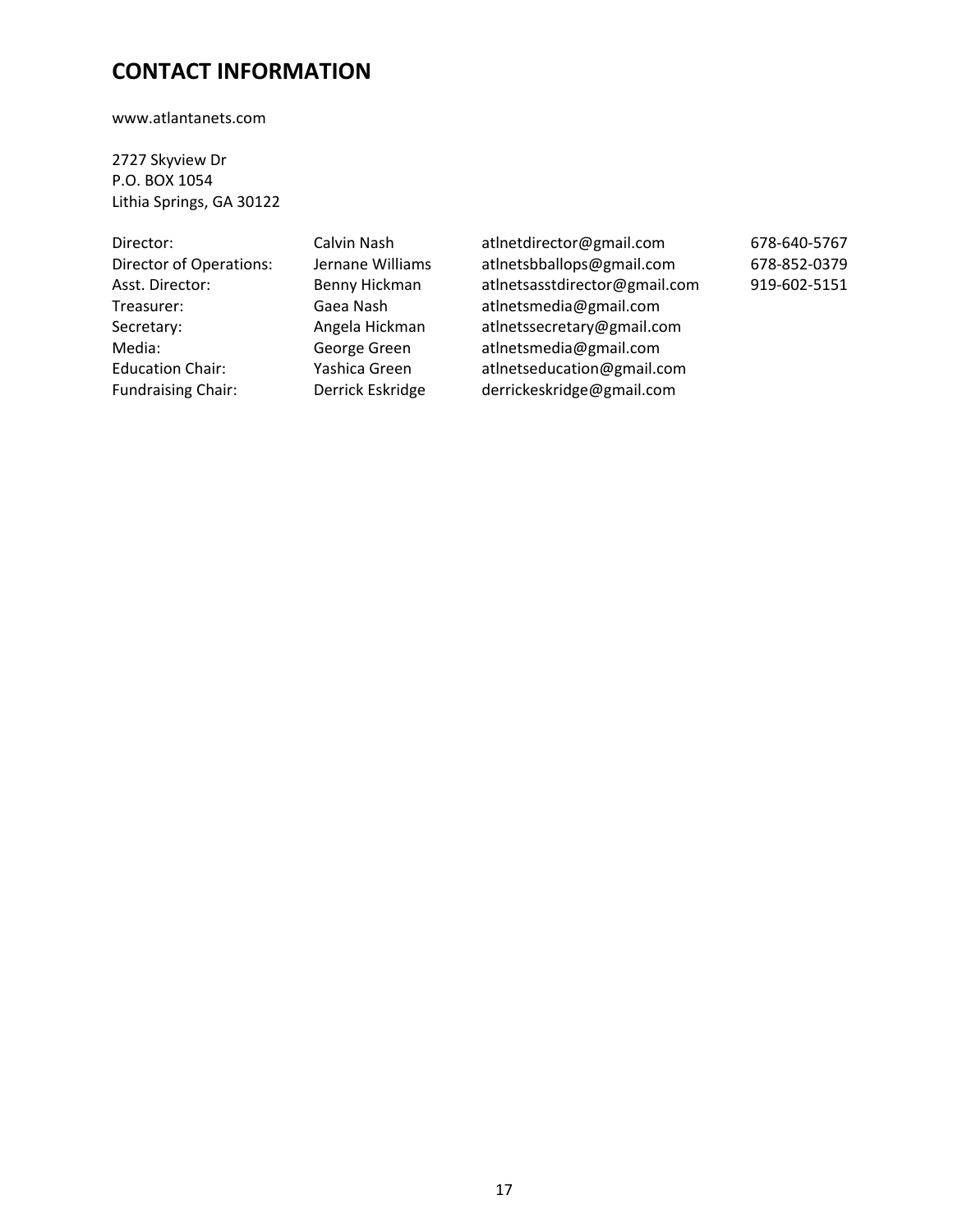# CONTACT INFORMATION

www.atlantanets.com

2727 Skyview Dr
P.O. BOX 1054
Lithia Springs, GA 30122

| | | | |
|---|---|---|---|
| Director: | Calvin Nash | atlnetdirector@gmail.com | 678-640-5767 |
| Director of Operations: | Jernane Williams | atlnetsbballops@gmail.com | 678-852-0379 |
| Asst. Director: | Benny Hickman | atlnetsasstdirector@gmail.com | 919-602-5151 |
| Treasurer: | Gaea Nash | atlnetsmedia@gmail.com | |
| Secretary: | Angela Hickman | atlnetssecretary@gmail.com | |
| Media: | George Green | atlnetsmedia@gmail.com | |
| Education Chair: | Yashica Green | atlnetseducation@gmail.com | |
| Fundraising Chair: | Derrick Eskridge | derrickeskridge@gmail.com | |